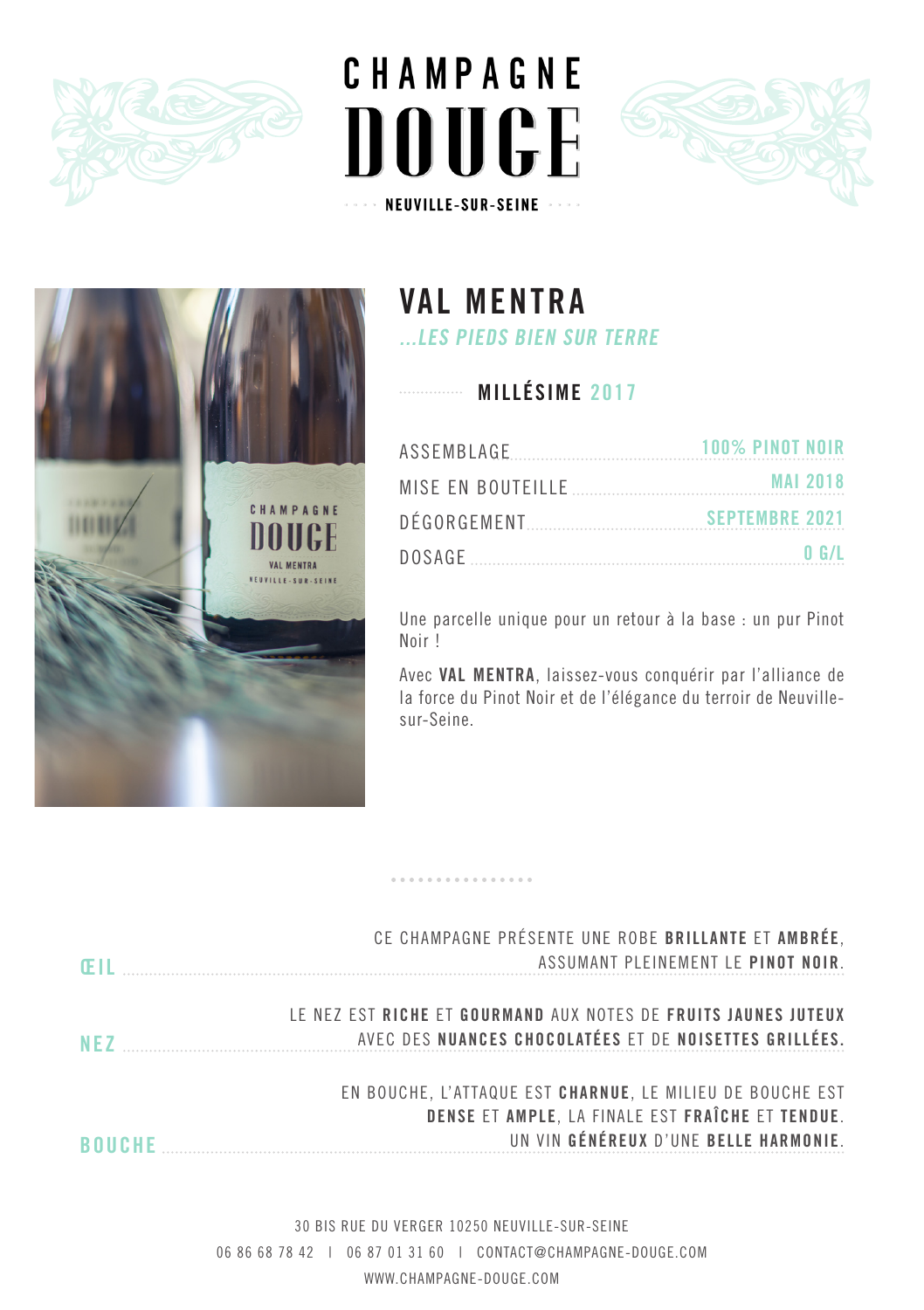# CHAMPAGNE DOUGE

NEUVILLE-SUR-SEINE

## VAL MENTRA

*...LES PIEDS BIEN SUR TERRE*

### MILLÉSIME 2017

| | |
|---|---|
| ASSEMBLAGE | 100% PINOT NOIR |
| MISE EN BOUTEILLE | MAI 2018 |
| DÉGORGEMENT | SEPTEMBRE 2021 |
| DOSAGE | 0 G/L |

Une parcelle unique pour un retour à la base : un pur Pinot Noir !

Avec **VAL MENTRA**, laissez-vous conquérir par l'alliance de la force du Pinot Noir et de l'élégance du terroir de Neuville-sur-Seine.

**ŒIL** — CE CHAMPAGNE PRÉSENTE UNE ROBE **BRILLANTE** ET **AMBRÉE**, ASSUMANT PLEINEMENT LE **PINOT NOIR**.

**NEZ** — LE NEZ EST **RICHE** ET **GOURMAND** AUX NOTES DE **FRUITS JAUNES JUTEUX** AVEC DES **NUANCES CHOCOLATÉES** ET DE **NOISETTES GRILLÉES**.

**BOUCHE** — EN BOUCHE, L'ATTAQUE EST **CHARNUE**, LE MILIEU DE BOUCHE EST **DENSE** ET **AMPLE**, LA FINALE EST **FRAÎCHE** ET **TENDUE**. UN VIN **GÉNÉREUX** D'UNE **BELLE HARMONIE**.

30 BIS RUE DU VERGER 10250 NEUVILLE-SUR-SEINE

06 86 68 78 42 | 06 87 01 31 60 | CONTACT@CHAMPAGNE-DOUGE.COM

WWW.CHAMPAGNE-DOUGE.COM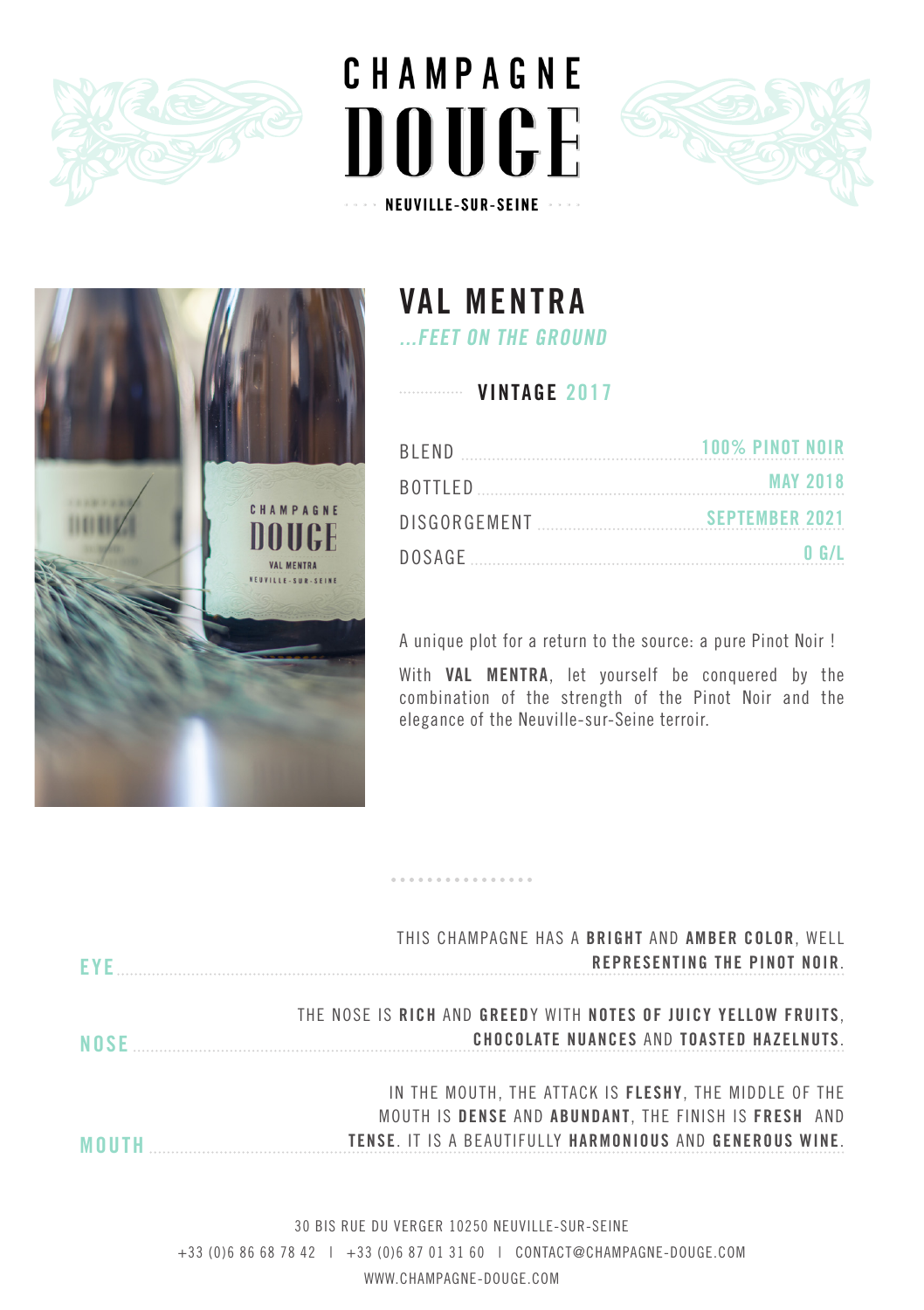# CHAMPAGNE DOUGE

NEUVILLE-SUR-SEINE

## VAL MENTRA

*...FEET ON THE GROUND*

### VINTAGE 2017

| | |
|---|---|
| BLEND | 100% PINOT NOIR |
| BOTTLED | MAY 2018 |
| DISGORGEMENT | SEPTEMBER 2021 |
| DOSAGE | 0 G/L |

A unique plot for a return to the source: a pure Pinot Noir !

With **VAL MENTRA**, let yourself be conquered by the combination of the strength of the Pinot Noir and the elegance of the Neuville-sur-Seine terroir.

**EYE** — THIS CHAMPAGNE HAS A **BRIGHT** AND **AMBER COLOR**, WELL **REPRESENTING THE PINOT NOIR**.

**NOSE** — THE NOSE IS **RICH** AND **GREED**Y WITH **NOTES OF JUICY YELLOW FRUITS**, **CHOCOLATE NUANCES** AND **TOASTED HAZELNUTS**.

**MOUTH** — IN THE MOUTH, THE ATTACK IS **FLESHY**, THE MIDDLE OF THE MOUTH IS **DENSE** AND **ABUNDANT**, THE FINISH IS **FRESH** AND **TENSE**. IT IS A BEAUTIFULLY **HARMONIOUS** AND **GENEROUS WINE**.

30 BIS RUE DU VERGER 10250 NEUVILLE-SUR-SEINE

+33 (0)6 86 68 78 42 | +33 (0)6 87 01 31 60 | CONTACT@CHAMPAGNE-DOUGE.COM

WWW.CHAMPAGNE-DOUGE.COM